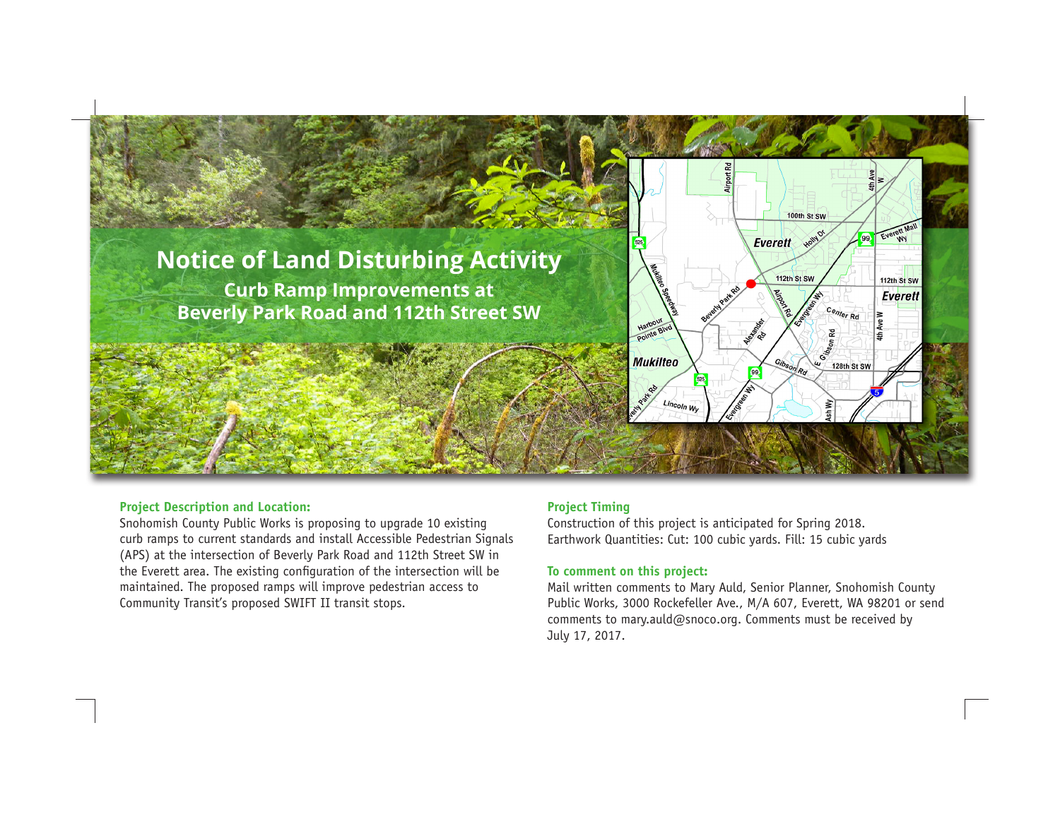# Notice of Land Disturbing Activity

## Curb Ramp Improvements at Beverly Park Road and 112th Street SW

### Project Description and Location:

Snohomish County Public Works is proposing to upgrade 10 existing curb ramps to current standards and install Accessible Pedestrian Signals (APS) at the intersection of Beverly Park Road and 112th Street SW in the Everett area. The existing configuration of the intersection will be maintained. The proposed ramps will improve pedestrian access to Community Transit's proposed SWIFT II transit stops.

### Project Timing

Construction of this project is anticipated for Spring 2018.
Earthwork Quantities: Cut: 100 cubic yards. Fill: 15 cubic yards

### To comment on this project:

Mail written comments to Mary Auld, Senior Planner, Snohomish County Public Works, 3000 Rockefeller Ave., M/A 607, Everett, WA 98201 or send comments to mary.auld@snoco.org. Comments must be received by July 17, 2017.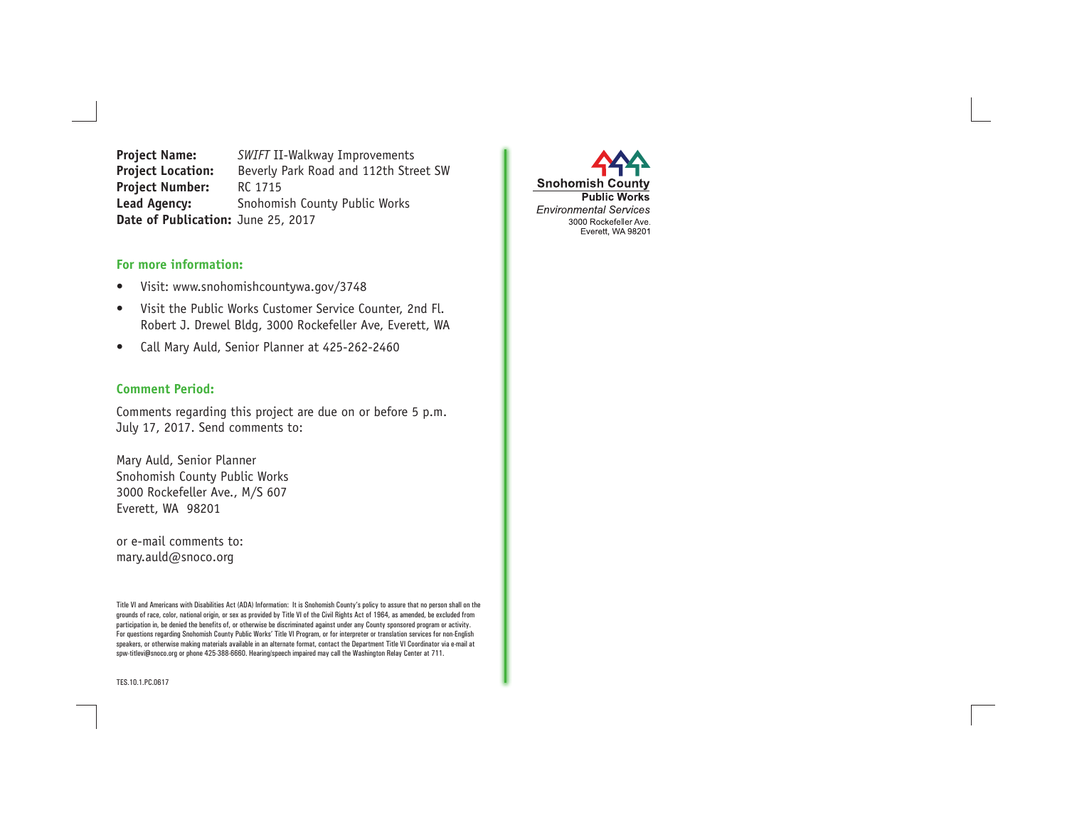**Project Name:** *SWIFT* II-Walkway Improvements
**Project Location:** Beverly Park Road and 112th Street SW
**Project Number:** RC 1715
**Lead Agency:** Snohomish County Public Works
**Date of Publication:** June 25, 2017

## For more information:

- Visit: www.snohomishcountywa.gov/3748
- Visit the Public Works Customer Service Counter, 2nd Fl. Robert J. Drewel Bldg, 3000 Rockefeller Ave, Everett, WA
- Call Mary Auld, Senior Planner at 425-262-2460

## Comment Period:

Comments regarding this project are due on or before 5 p.m. July 17, 2017. Send comments to:

Mary Auld, Senior Planner
Snohomish County Public Works
3000 Rockefeller Ave., M/S 607
Everett, WA 98201

or e-mail comments to:
mary.auld@snoco.org

Title VI and Americans with Disabilities Act (ADA) Information: It is Snohomish County's policy to assure that no person shall on the grounds of race, color, national origin, or sex as provided by Title VI of the Civil Rights Act of 1964, as amended, be excluded from participation in, be denied the benefits of, or otherwise be discriminated against under any County sponsored program or activity. For questions regarding Snohomish County Public Works' Title VI Program, or for interpreter or translation services for non-English speakers, or otherwise making materials available in an alternate format, contact the Department Title VI Coordinator via e-mail at spw-titlevi@snoco.org or phone 425-388-6660. Hearing/speech impaired may call the Washington Relay Center at 711.

TES.10.1.PC.0617

Snohomish County
Public Works
*Environmental Services*
3000 Rockefeller Ave.
Everett, WA 98201